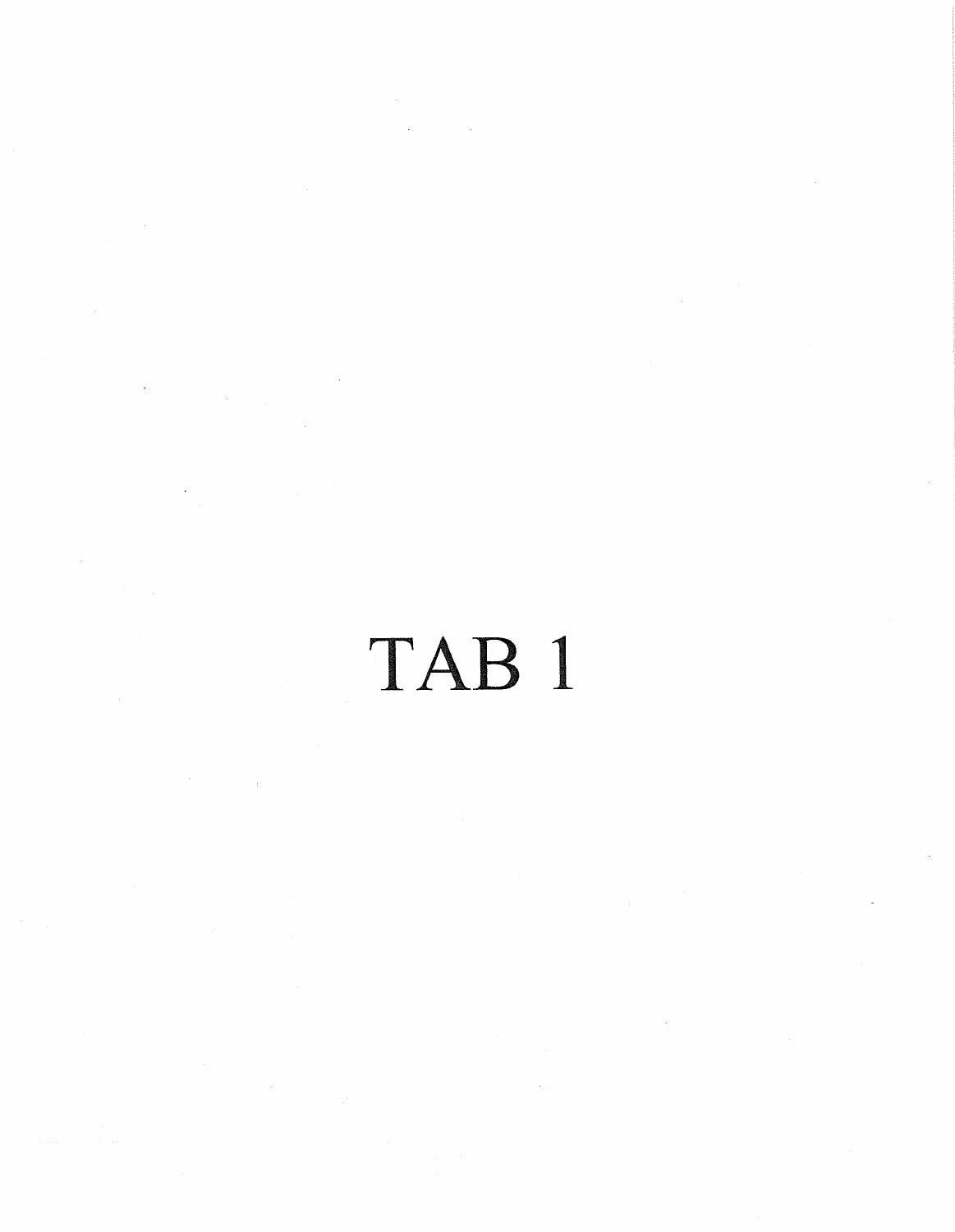# TAB 1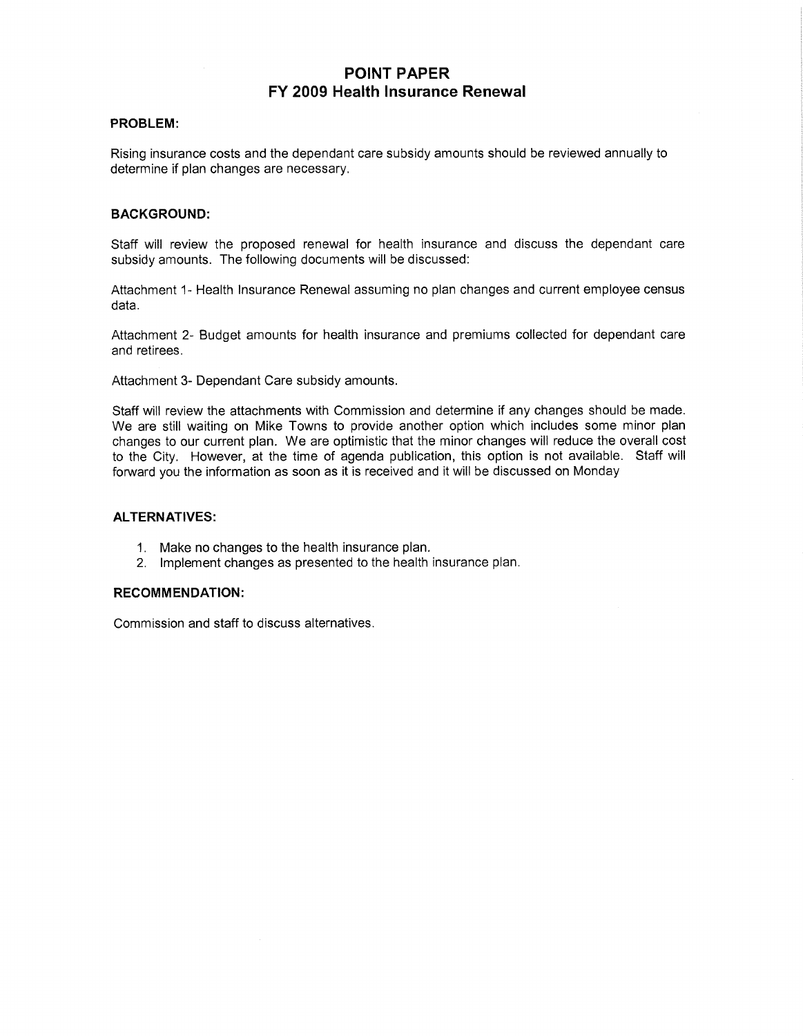# POINT PAPER
## FY 2009 Health Insurance Renewal

### PROBLEM:

Rising insurance costs and the dependant care subsidy amounts should be reviewed annually to determine if plan changes are necessary.

### BACKGROUND:

Staff will review the proposed renewal for health insurance and discuss the dependant care subsidy amounts. The following documents will be discussed:

Attachment 1- Health Insurance Renewal assuming no plan changes and current employee census data.

Attachment 2- Budget amounts for health insurance and premiums collected for dependant care and retirees.

Attachment 3- Dependant Care subsidy amounts.

Staff will review the attachments with Commission and determine if any changes should be made. We are still waiting on Mike Towns to provide another option which includes some minor plan changes to our current plan. We are optimistic that the minor changes will reduce the overall cost to the City. However, at the time of agenda publication, this option is not available. Staff will forward you the information as soon as it is received and it will be discussed on Monday

### ALTERNATIVES:

1. Make no changes to the health insurance plan.
2. Implement changes as presented to the health insurance plan.

### RECOMMENDATION:

Commission and staff to discuss alternatives.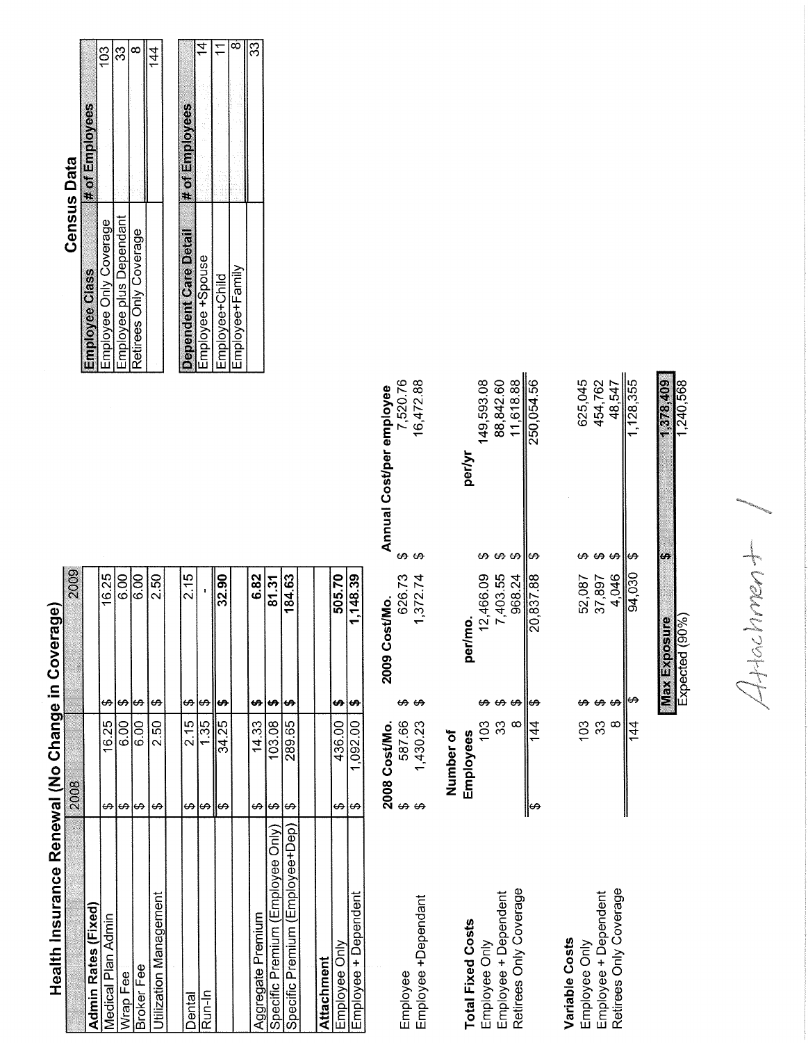# Health Insurance Renewal (No Change in Coverage)

| | 2008 | 2009 |
|---|---|---|
| **Admin Rates (Fixed)** | | |
| Medical Plan Admin | $ 16.25 | $ 16.25 |
| Wrap Fee | $ 6.00 | $ 6.00 |
| Broker Fee | $ 6.00 | $ 6.00 |
| Utilization Management | $ 2.50 | $ 2.50 |
| | | |
| Dental | $ 2.15 | $ 2.15 |
| Run-In | $ 1.35 | $ - |
| | $ 34.25 | $ 32.90 |
| | | |
| Aggregate Premium | $ 14.33 | $ 6.82 |
| Specific Premium (Employee Only) | $ 103.08 | $ 81.31 |
| Specific Premium (Employee+Dep) | $ 289.65 | $ 184.63 |
| | | |
| **Attachment** | | |
| Employee Only | $ 436.00 | $ 505.70 |
| Employee + Dependent | $ 1,092.00 | $ 1,148.39 |

| | 2008 Cost/Mo. | 2009 Cost/Mo. | Annual Cost/per employee |
|---|---|---|---|
| Employee | $ 587.66 | 626.73 | $ 7,520.76 |
| Employee +Dependant | $ 1,430.23 | 1,372.74 | $ 16,472.88 |

| **Total Fixed Costs** | Number of Employees | per/mo. | per/yr |
|---|---|---|---|
| Employee Only | 103 | $ 12,466.09 | $ 149,593.08 |
| Employee + Dependent | 33 | $ 7,403.55 | $ 88,842.60 |
| Retirees Only Coverage | 8 | $ 968.24 | $ 11,618.88 |
| | $ 144 | $ 20,837.88 | $ 250,054.56 |

| **Variable Costs** | | | |
|---|---|---|---|
| Employee Only | 103 | $ 52,087 | $ 625,045 |
| Employee + Dependent | 33 | $ 37,897 | $ 454,762 |
| Retirees Only Coverage | 8 | $ 4,046 | $ 48,547 |
| | 144 | $ 94,030 | $ 1,128,355 |

| | |
|---|---|
| **Max Exposure** | $ 1,378,409 |
| Expected (90%) | 1,240,568 |

## Census Data

| Employee Class | # of Employees |
|---|---|
| Employee Only Coverage | 103 |
| Employee plus Dependant | 33 |
| Retirees Only Coverage | 8 |
| | 144 |

| Dependent Care Detail | # of Employees |
|---|---|
| Employee +Spouse | 14 |
| Employee+Child | 11 |
| Employee+Family | 8 |
| | 33 |

Attachment 1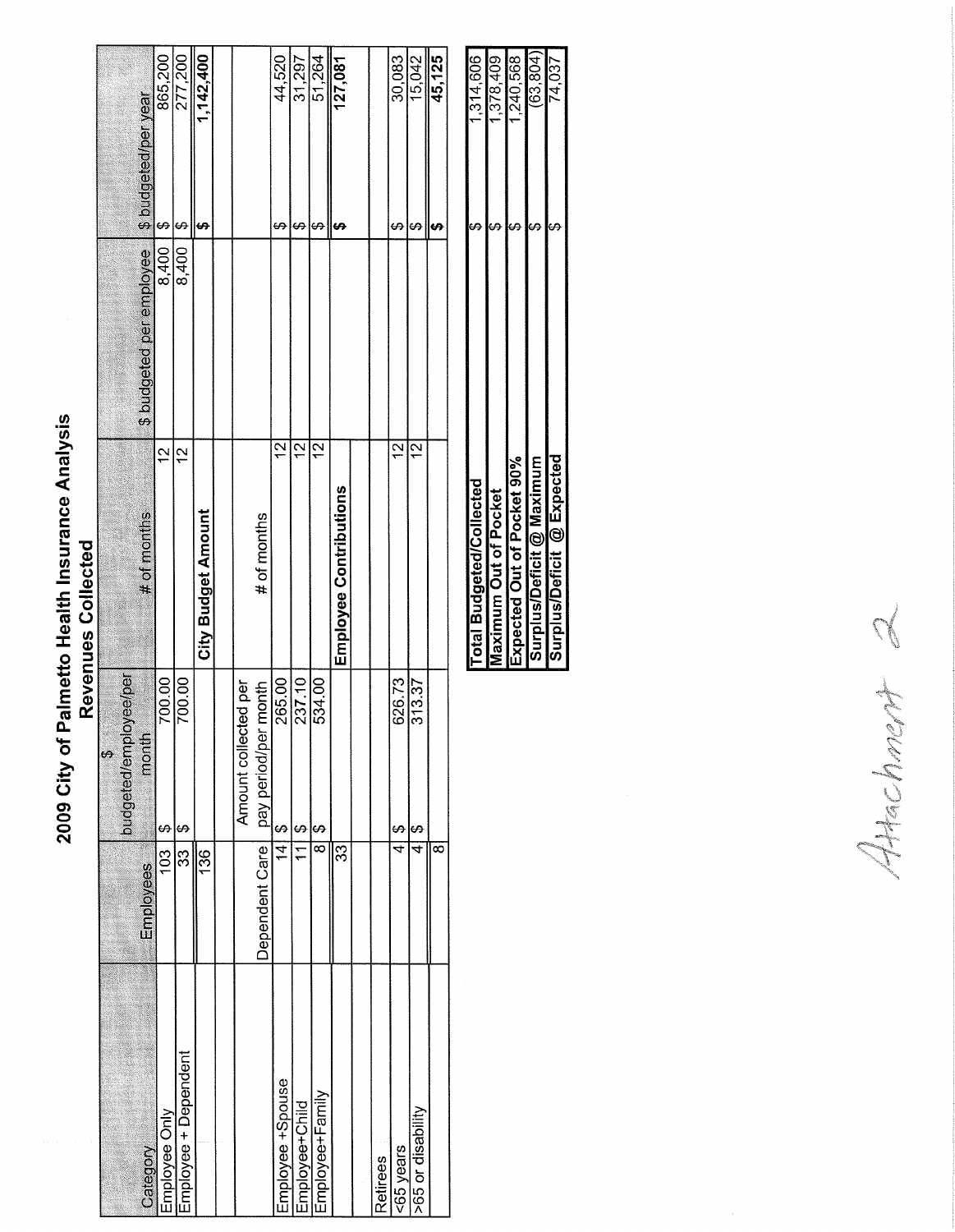# 2009 City of Palmetto Health Insurance Analysis
## Revenues Collected

| Category | Employees | $ budgeted/employee/per month | # of months | $ budgeted per employee | $ budgeted/per year |
|---|---|---|---|---|---|
| Employee Only | 103 | $ 700.00 | 12 | 8,400 | $ 865,200 |
| Employee + Dependent | 33 | $ 700.00 | 12 | 8,400 | $ 277,200 |
| | 136 | | **City Budget Amount** | | **$ 1,142,400** |
| | | | | | |
| | Dependent Care | Amount collected per pay period/per month | # of months | | |
| Employee +Spouse | 14 | $ 265.00 | 12 | | $ 44,520 |
| Employee+Child | 11 | $ 237.10 | 12 | | $ 31,297 |
| Employee+Family | 8 | $ 534.00 | 12 | | $ 51,264 |
| | 33 | | **Employee Contributions** | | **$ 127,081** |
| | | | | | |
| Retirees | | | | | |
| <65 years | 4 | $ 626.73 | 12 | | $ 30,083 |
| >65 or disability | 4 | $ 313.37 | 12 | | $ 15,042 |
| | 8 | | | | **$ 45,125** |

| | |
|---|---|
| **Total Budgeted/Collected** | $ 1,314,606 |
| **Maximum Out of Pocket** | $ 1,378,409 |
| **Expected Out of Pocket 90%** | $ 1,240,568 |
| **Surplus/Deficit @ Maximum** | $ (63,804) |
| **Surplus/Deficit @ Expected** | $ 74,037 |

Attachment 2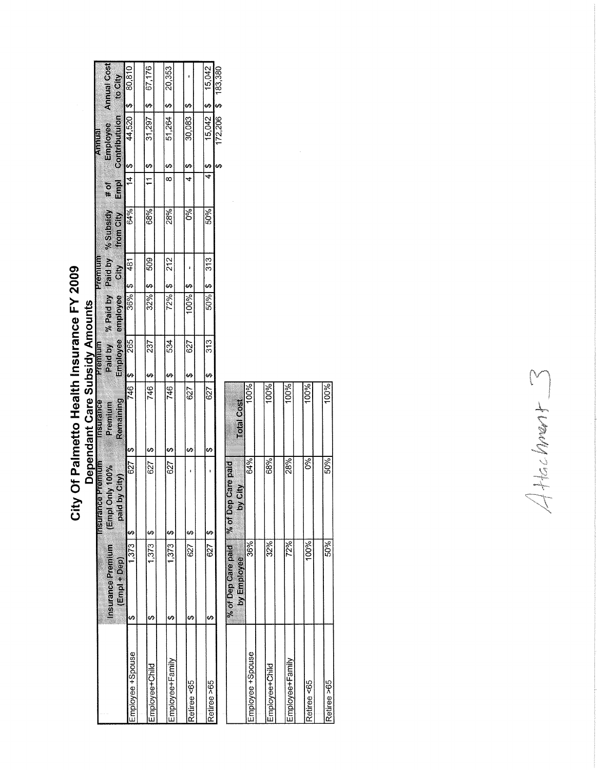# City Of Palmetto Health Insurance FY 2009

## Dependant Care Subsidy Amounts

| | Insurance Premium (Empl + Dep) | Insurance Premium (Empl Only 100% paid by City) | Insurance Premium Remaining | Premium Paid by Employee | % Paid by employee | Premium Paid by City | % Subsidy from City | # of Empl | Annual Employee Contributuion | Annual Cost to City |
|---|---|---|---|---|---|---|---|---|---|---|
| Employee +Spouse | $ 1,373 | $ 627 | $ 746 | $ 265 | 36% | $ 481 | 64% | 14 | $ 44,520 | $ 80,810 |
| Employee+Child | $ 1,373 | $ 627 | $ 746 | $ 237 | 32% | $ 509 | 68% | 11 | $ 31,297 | $ 67,176 |
| Employee+Family | $ 1,373 | $ 627 | $ 746 | $ 534 | 72% | $ 212 | 28% | 8 | $ 51,264 | $ 20,353 |
| Retiree <65 | $ 627 | $ - | $ 627 | $ 627 | 100% | $ - | 0% | 4 | $ 30,083 | $ - |
| Retiree >65 | $ 627 | $ - | $ 627 | $ 313 | 50% | $ 313 | 50% | 4 | $ 15,042 | $ 15,042 |
| | | | | | | | | | $ 172,206 | $ 183,380 |

| | % of Dep Care paid by Employee | % of Dep Care paid by City | Total Cost |
|---|---|---|---|
| Employee +Spouse | 36% | 64% | 100% |
| Employee+Child | 32% | 68% | 100% |
| Employee+Family | 72% | 28% | 100% |
| Retiree <65 | 100% | 0% | 100% |
| Retiree >65 | 50% | 50% | 100% |

Attachment 3